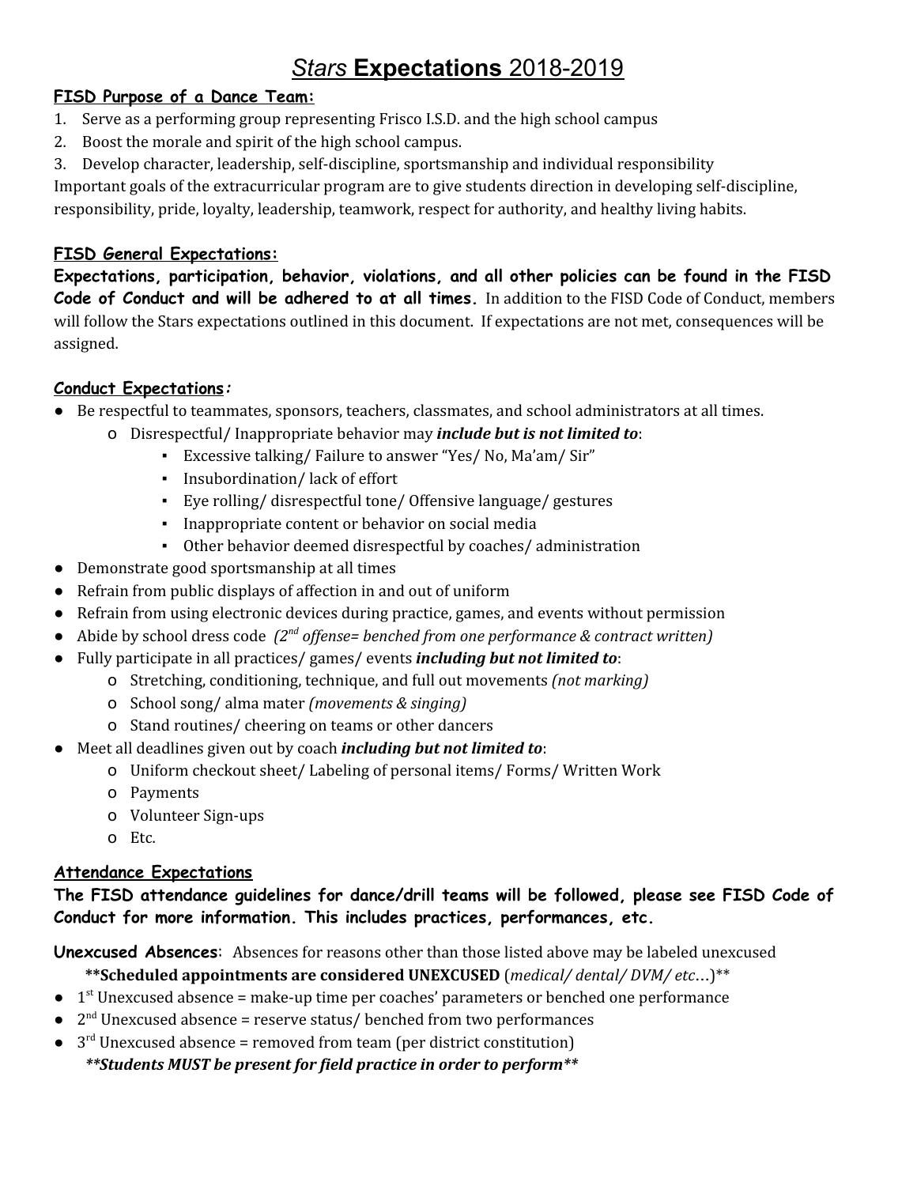# *Stars* **Expectations** 2018-2019

**FISD Purpose of a Dance Team:**

1. Serve as a performing group representing Frisco I.S.D. and the high school campus
2. Boost the morale and spirit of the high school campus.
3. Develop character, leadership, self-discipline, sportsmanship and individual responsibility

Important goals of the extracurricular program are to give students direction in developing self-discipline, responsibility, pride, loyalty, leadership, teamwork, respect for authority, and healthy living habits.

**FISD General Expectations:**

**Expectations, participation, behavior, violations, and all other policies can be found in the FISD Code of Conduct and will be adhered to at all times.** In addition to the FISD Code of Conduct, members will follow the Stars expectations outlined in this document. If expectations are not met, consequences will be assigned.

**Conduct Expectations*:***

- Be respectful to teammates, sponsors, teachers, classmates, and school administrators at all times.
  - Disrespectful/ Inappropriate behavior may ***include but is not limited to***:
    - Excessive talking/ Failure to answer "Yes/ No, Ma'am/ Sir"
    - Insubordination/ lack of effort
    - Eye rolling/ disrespectful tone/ Offensive language/ gestures
    - Inappropriate content or behavior on social media
    - Other behavior deemed disrespectful by coaches/ administration
- Demonstrate good sportsmanship at all times
- Refrain from public displays of affection in and out of uniform
- Refrain from using electronic devices during practice, games, and events without permission
- Abide by school dress code *(2nd offense= benched from one performance & contract written)*
- Fully participate in all practices/ games/ events ***including but not limited to***:
  - Stretching, conditioning, technique, and full out movements *(not marking)*
  - School song/ alma mater *(movements & singing)*
  - Stand routines/ cheering on teams or other dancers
- Meet all deadlines given out by coach ***including but not limited to***:
  - Uniform checkout sheet/ Labeling of personal items/ Forms/ Written Work
  - Payments
  - Volunteer Sign-ups
  - Etc.

**Attendance Expectations**

**The FISD attendance guidelines for dance/drill teams will be followed, please see FISD Code of Conduct for more information. This includes practices, performances, etc.**

**Unexcused Absences**: Absences for reasons other than those listed above may be labeled unexcused

**\*\*Scheduled appointments are considered UNEXCUSED** (*medical/ dental/ DVM/ etc…*)\*\*

- 1st Unexcused absence = make-up time per coaches' parameters or benched one performance
- 2nd Unexcused absence = reserve status/ benched from two performances
- 3rd Unexcused absence = removed from team (per district constitution)

***\*\*Students MUST be present for field practice in order to perform\*\****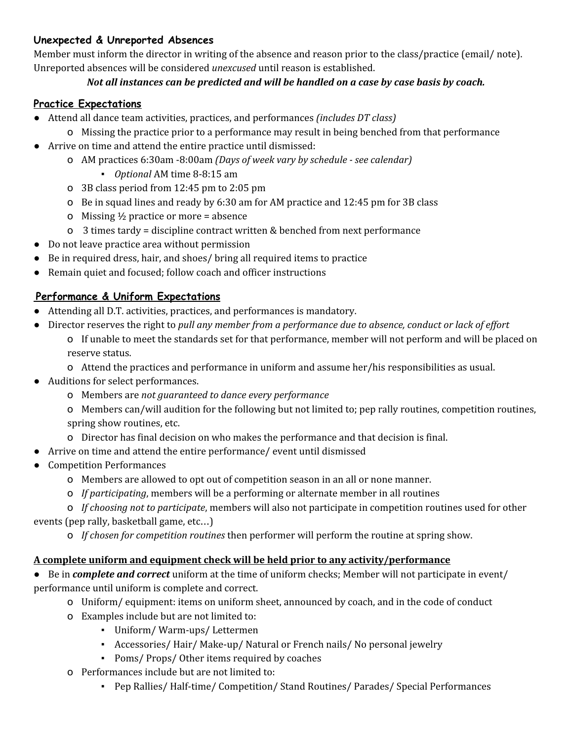### **Unexpected & Unreported Absences**

Member must inform the director in writing of the absence and reason prior to the class/practice (email/ note). Unreported absences will be considered *unexcused* until reason is established.

***Not all instances can be predicted and will be handled on a case by case basis by coach.***

### **Practice Expectations**

- Attend all dance team activities, practices, and performances *(includes DT class)*
  - Missing the practice prior to a performance may result in being benched from that performance
- Arrive on time and attend the entire practice until dismissed:
  - AM practices 6:30am -8:00am *(Days of week vary by schedule - see calendar)*
    - *Optional* AM time 8-8:15 am
  - 3B class period from 12:45 pm to 2:05 pm
  - Be in squad lines and ready by 6:30 am for AM practice and 12:45 pm for 3B class
  - Missing ½ practice or more = absence
  - 3 times tardy = discipline contract written & benched from next performance
- Do not leave practice area without permission
- Be in required dress, hair, and shoes/ bring all required items to practice
- Remain quiet and focused; follow coach and officer instructions

### **Performance & Uniform Expectations**

- Attending all D.T. activities, practices, and performances is mandatory.
- Director reserves the right to *pull any member from a performance due to absence, conduct or lack of effort*
  - If unable to meet the standards set for that performance, member will not perform and will be placed on reserve status.
  - Attend the practices and performance in uniform and assume her/his responsibilities as usual.
- Auditions for select performances.
  - Members are *not guaranteed to dance every performance*
  - Members can/will audition for the following but not limited to; pep rally routines, competition routines, spring show routines, etc.
  - Director has final decision on who makes the performance and that decision is final.
- Arrive on time and attend the entire performance/ event until dismissed
- Competition Performances
  - Members are allowed to opt out of competition season in an all or none manner.
  - *If participating*, members will be a performing or alternate member in all routines
  - *If choosing not to participate*, members will also not participate in competition routines used for other events (pep rally, basketball game, etc…)
  - *If chosen for competition routines* then performer will perform the routine at spring show.

**A complete uniform and equipment check will be held prior to any activity/performance**

- Be in ***complete and correct*** uniform at the time of uniform checks; Member will not participate in event/ performance until uniform is complete and correct.
  - Uniform/ equipment: items on uniform sheet, announced by coach, and in the code of conduct
  - Examples include but are not limited to:
    - Uniform/ Warm-ups/ Lettermen
    - Accessories/ Hair/ Make-up/ Natural or French nails/ No personal jewelry
    - Poms/ Props/ Other items required by coaches
  - Performances include but are not limited to:
    - Pep Rallies/ Half-time/ Competition/ Stand Routines/ Parades/ Special Performances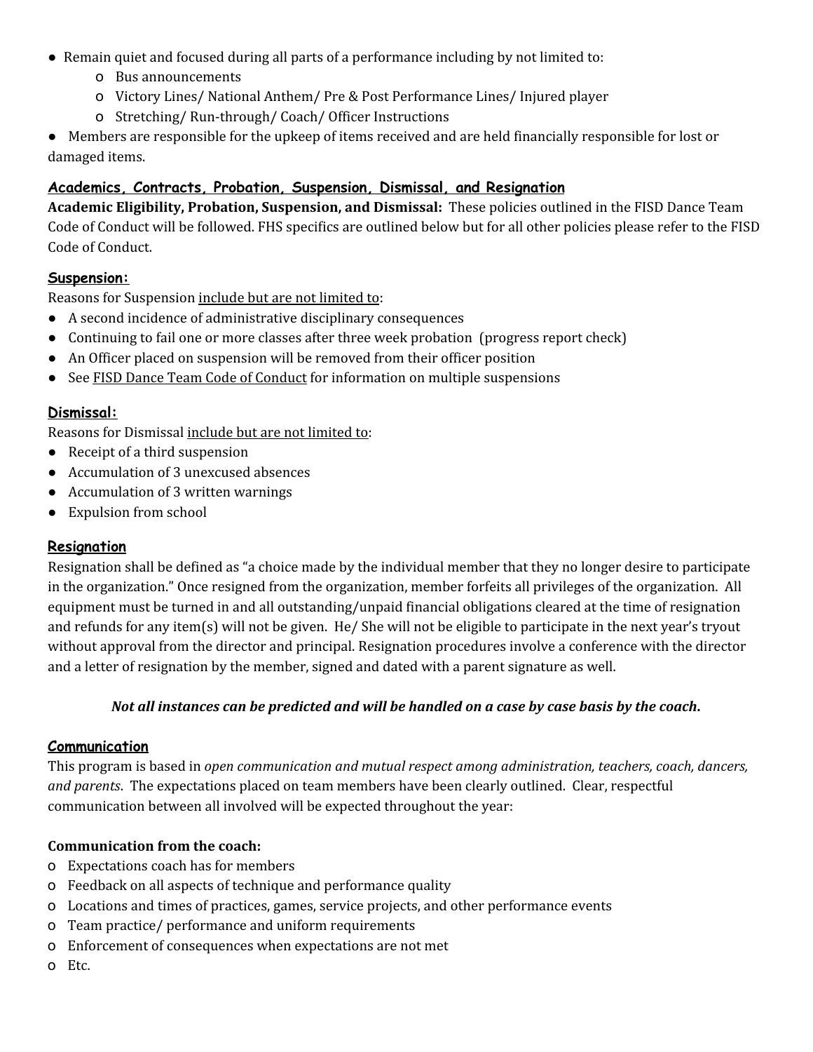- Remain quiet and focused during all parts of a performance including by not limited to:
  - Bus announcements
  - Victory Lines/ National Anthem/ Pre & Post Performance Lines/ Injured player
  - Stretching/ Run-through/ Coach/ Officer Instructions
- Members are responsible for the upkeep of items received and are held financially responsible for lost or damaged items.

## Academics, Contracts, Probation, Suspension, Dismissal, and Resignation

**Academic Eligibility, Probation, Suspension, and Dismissal:** These policies outlined in the FISD Dance Team Code of Conduct will be followed. FHS specifics are outlined below but for all other policies please refer to the FISD Code of Conduct.

### Suspension:

Reasons for Suspension include but are not limited to:

- A second incidence of administrative disciplinary consequences
- Continuing to fail one or more classes after three week probation (progress report check)
- An Officer placed on suspension will be removed from their officer position
- See FISD Dance Team Code of Conduct for information on multiple suspensions

### Dismissal:

Reasons for Dismissal include but are not limited to:

- Receipt of a third suspension
- Accumulation of 3 unexcused absences
- Accumulation of 3 written warnings
- Expulsion from school

### Resignation

Resignation shall be defined as "a choice made by the individual member that they no longer desire to participate in the organization." Once resigned from the organization, member forfeits all privileges of the organization. All equipment must be turned in and all outstanding/unpaid financial obligations cleared at the time of resignation and refunds for any item(s) will not be given. He/ She will not be eligible to participate in the next year's tryout without approval from the director and principal. Resignation procedures involve a conference with the director and a letter of resignation by the member, signed and dated with a parent signature as well.

***Not all instances can be predicted and will be handled on a case by case basis by the coach.***

## Communication

This program is based in *open communication and mutual respect among administration, teachers, coach, dancers, and parents*. The expectations placed on team members have been clearly outlined. Clear, respectful communication between all involved will be expected throughout the year:

**Communication from the coach:**

- Expectations coach has for members
- Feedback on all aspects of technique and performance quality
- Locations and times of practices, games, service projects, and other performance events
- Team practice/ performance and uniform requirements
- Enforcement of consequences when expectations are not met
- Etc.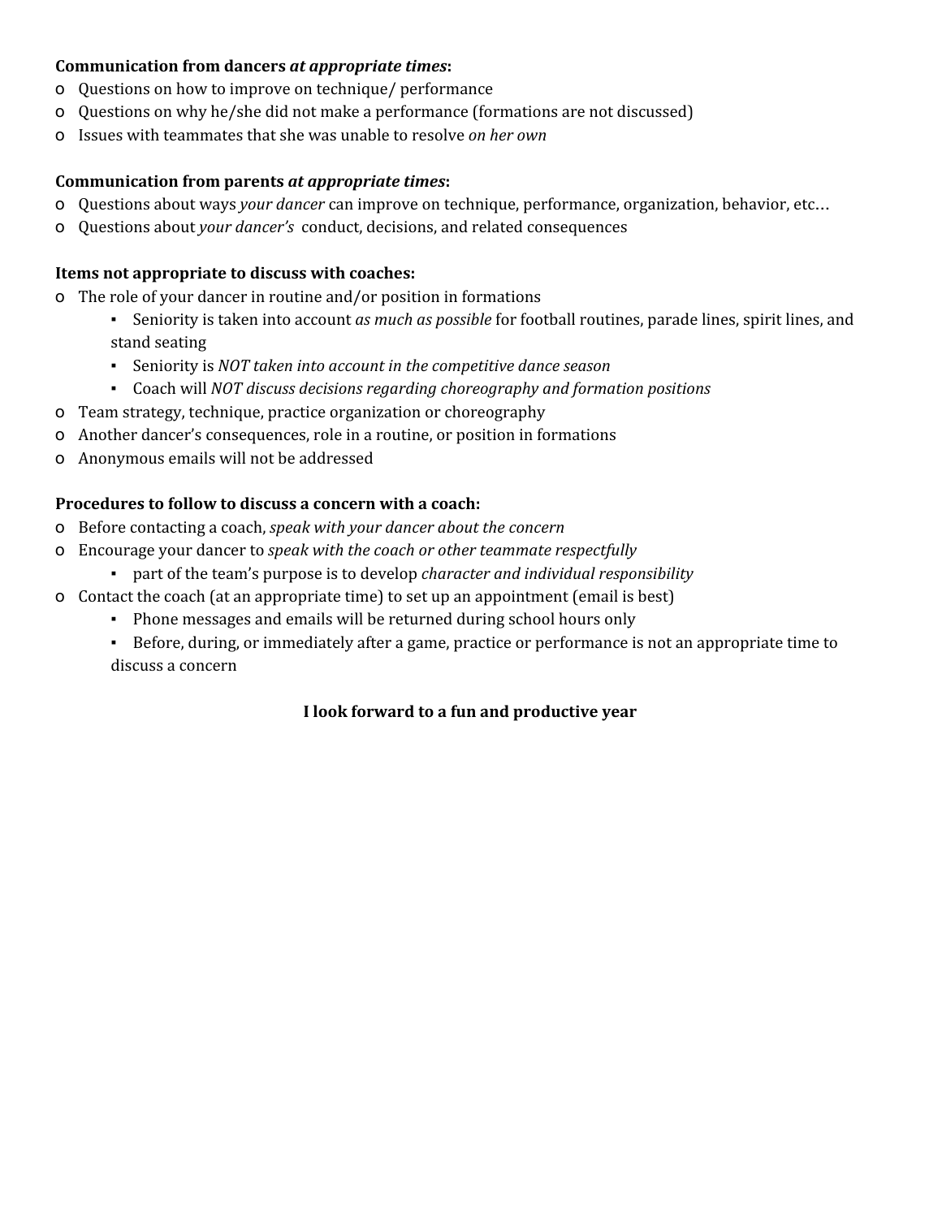**Communication from dancers *at appropriate times*:**

- Questions on how to improve on technique/ performance
- Questions on why he/she did not make a performance (formations are not discussed)
- Issues with teammates that she was unable to resolve *on her own*

**Communication from parents *at appropriate times*:**

- Questions about ways *your dancer* can improve on technique, performance, organization, behavior, etc…
- Questions about *your dancer's* conduct, decisions, and related consequences

**Items not appropriate to discuss with coaches:**

- The role of your dancer in routine and/or position in formations
  - Seniority is taken into account *as much as possible* for football routines, parade lines, spirit lines, and stand seating
  - Seniority is *NOT taken into account in the competitive dance season*
  - Coach will *NOT discuss decisions regarding choreography and formation positions*
- Team strategy, technique, practice organization or choreography
- Another dancer's consequences, role in a routine, or position in formations
- Anonymous emails will not be addressed

**Procedures to follow to discuss a concern with a coach:**

- Before contacting a coach, *speak with your dancer about the concern*
- Encourage your dancer to *speak with the coach or other teammate respectfully*
  - part of the team's purpose is to develop *character and individual responsibility*
- Contact the coach (at an appropriate time) to set up an appointment (email is best)
  - Phone messages and emails will be returned during school hours only
  - Before, during, or immediately after a game, practice or performance is not an appropriate time to discuss a concern

**I look forward to a fun and productive year**